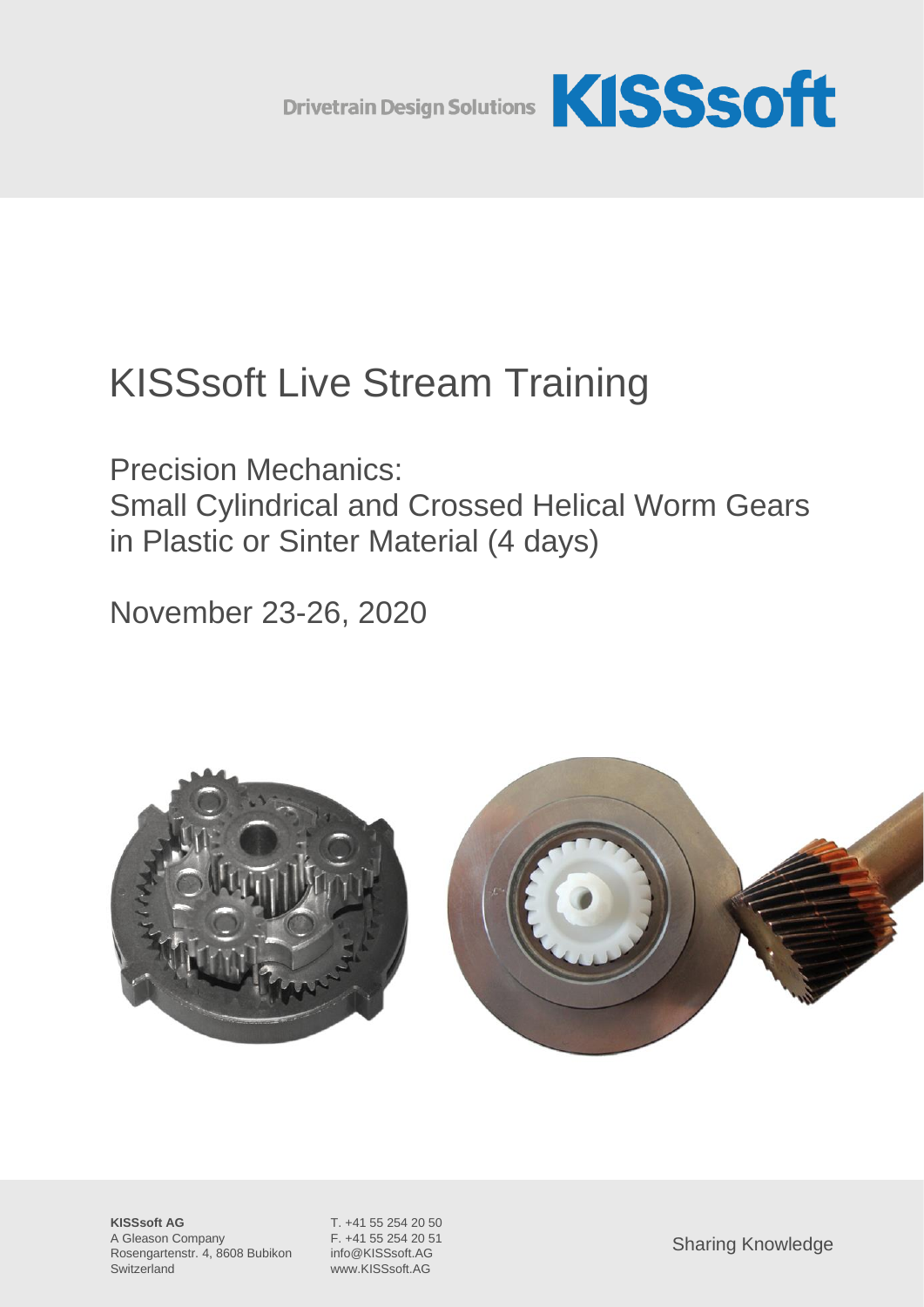Drivetrain Design Solutions **KISSsoft**

# KISSsoft Live Stream Training

## Precision Mechanics: Small Cylindrical and Crossed Helical Worm Gears in Plastic or Sinter Material (4 days)

November 23-26, 2020

**KISSsoft AG**
A Gleason Company
Rosengartenstr. 4, 8608 Bubikon
Switzerland

T. +41 55 254 20 50
F. +41 55 254 20 51
info@KISSsoft.AG
www.KISSsoft.AG

Sharing Knowledge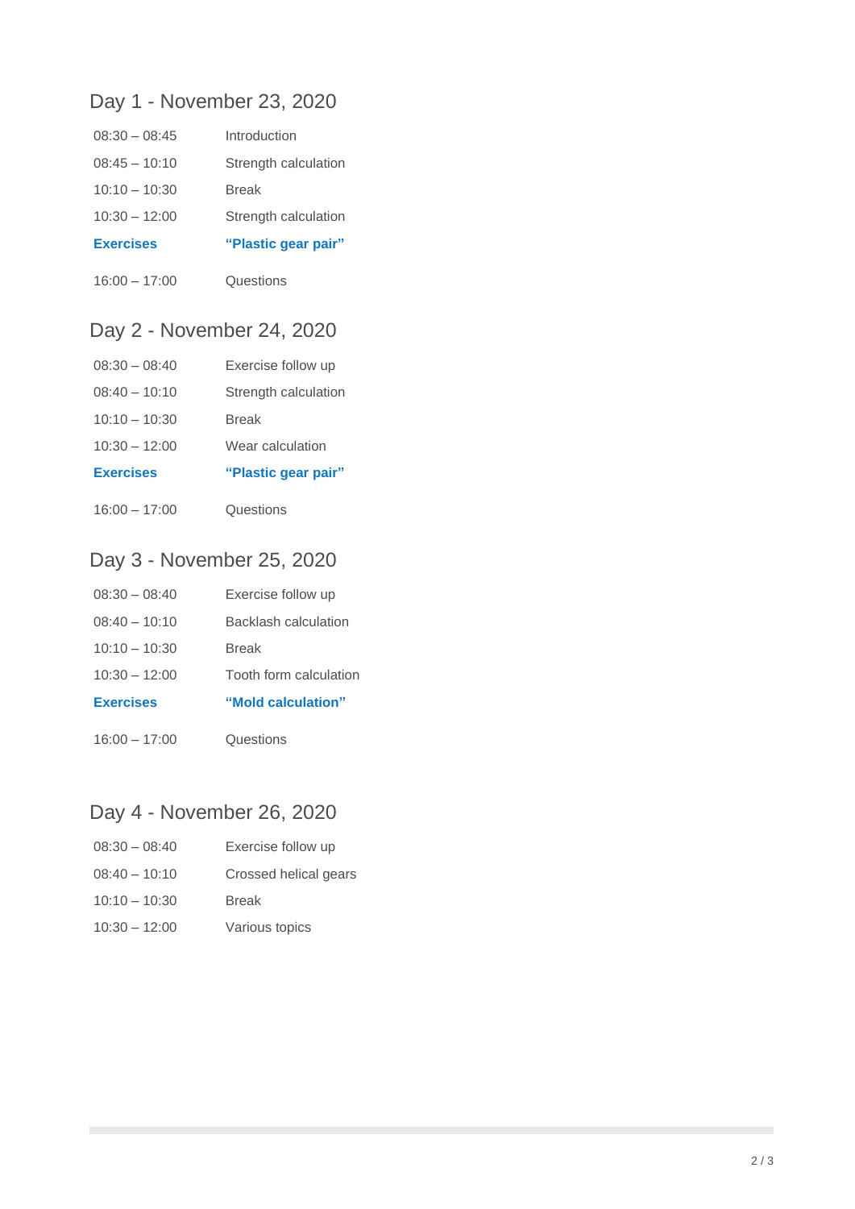## Day 1 - November 23, 2020

| | |
|---|---|
| 08:30 – 08:45 | Introduction |
| 08:45 – 10:10 | Strength calculation |
| 10:10 – 10:30 | Break |
| 10:30 – 12:00 | Strength calculation |
| **Exercises** | **“Plastic gear pair”** |
| 16:00 – 17:00 | Questions |

## Day 2 - November 24, 2020

| | |
|---|---|
| 08:30 – 08:40 | Exercise follow up |
| 08:40 – 10:10 | Strength calculation |
| 10:10 – 10:30 | Break |
| 10:30 – 12:00 | Wear calculation |
| **Exercises** | **“Plastic gear pair”** |
| 16:00 – 17:00 | Questions |

## Day 3 - November 25, 2020

| | |
|---|---|
| 08:30 – 08:40 | Exercise follow up |
| 08:40 – 10:10 | Backlash calculation |
| 10:10 – 10:30 | Break |
| 10:30 – 12:00 | Tooth form calculation |
| **Exercises** | **“Mold calculation”** |
| 16:00 – 17:00 | Questions |

## Day 4 - November 26, 2020

| | |
|---|---|
| 08:30 – 08:40 | Exercise follow up |
| 08:40 – 10:10 | Crossed helical gears |
| 10:10 – 10:30 | Break |
| 10:30 – 12:00 | Various topics |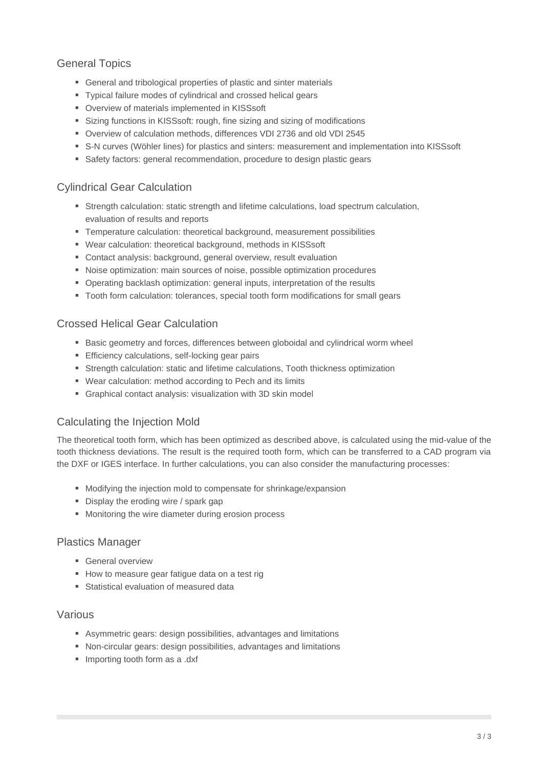## General Topics

- General and tribological properties of plastic and sinter materials
- Typical failure modes of cylindrical and crossed helical gears
- Overview of materials implemented in KISSsoft
- Sizing functions in KISSsoft: rough, fine sizing and sizing of modifications
- Overview of calculation methods, differences VDI 2736 and old VDI 2545
- S-N curves (Wöhler lines) for plastics and sinters: measurement and implementation into KISSsoft
- Safety factors: general recommendation, procedure to design plastic gears

## Cylindrical Gear Calculation

- Strength calculation: static strength and lifetime calculations, load spectrum calculation, evaluation of results and reports
- Temperature calculation: theoretical background, measurement possibilities
- Wear calculation: theoretical background, methods in KISSsoft
- Contact analysis: background, general overview, result evaluation
- Noise optimization: main sources of noise, possible optimization procedures
- Operating backlash optimization: general inputs, interpretation of the results
- Tooth form calculation: tolerances, special tooth form modifications for small gears

## Crossed Helical Gear Calculation

- Basic geometry and forces, differences between globoidal and cylindrical worm wheel
- Efficiency calculations, self-locking gear pairs
- Strength calculation: static and lifetime calculations, Tooth thickness optimization
- Wear calculation: method according to Pech and its limits
- Graphical contact analysis: visualization with 3D skin model

## Calculating the Injection Mold

The theoretical tooth form, which has been optimized as described above, is calculated using the mid-value of the tooth thickness deviations. The result is the required tooth form, which can be transferred to a CAD program via the DXF or IGES interface. In further calculations, you can also consider the manufacturing processes:

- Modifying the injection mold to compensate for shrinkage/expansion
- Display the eroding wire / spark gap
- Monitoring the wire diameter during erosion process

## Plastics Manager

- General overview
- How to measure gear fatigue data on a test rig
- Statistical evaluation of measured data

## Various

- Asymmetric gears: design possibilities, advantages and limitations
- Non-circular gears: design possibilities, advantages and limitations
- Importing tooth form as a .dxf